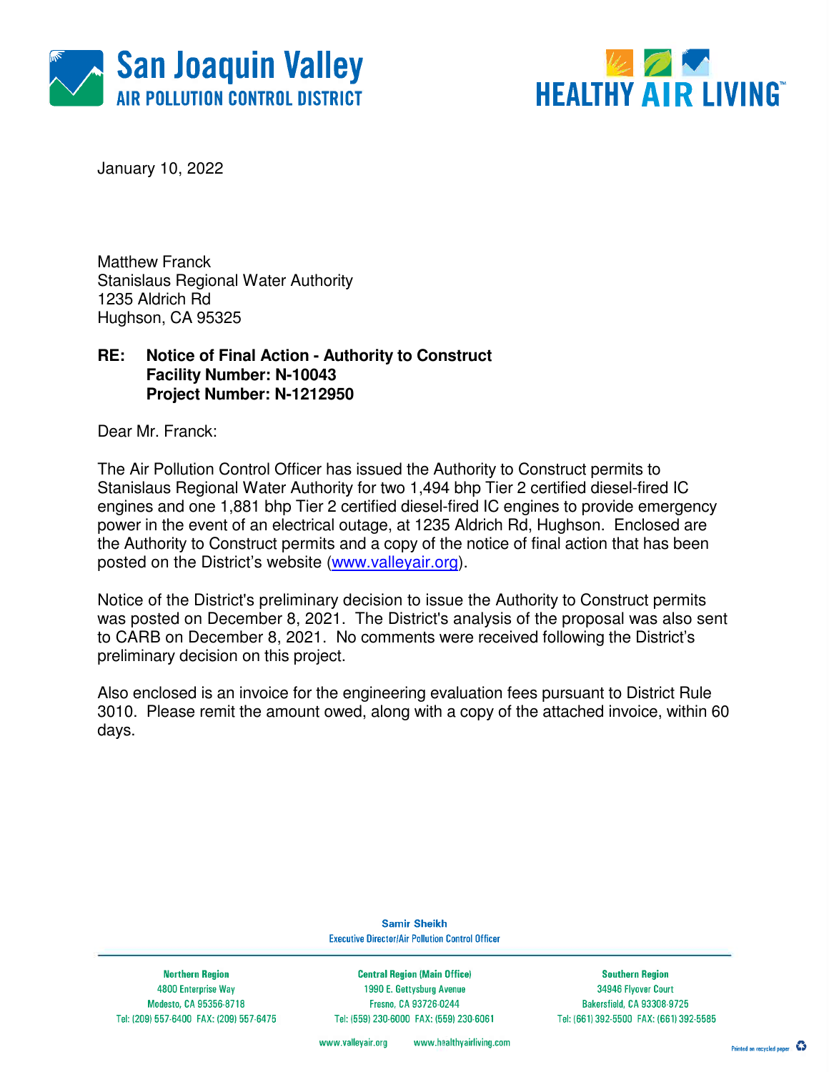January 10, 2022

Matthew Franck
Stanislaus Regional Water Authority
1235 Aldrich Rd
Hughson, CA 95325

**RE: Notice of Final Action - Authority to Construct**
**Facility Number: N-10043**
**Project Number: N-1212950**

Dear Mr. Franck:

The Air Pollution Control Officer has issued the Authority to Construct permits to Stanislaus Regional Water Authority for two 1,494 bhp Tier 2 certified diesel-fired IC engines and one 1,881 bhp Tier 2 certified diesel-fired IC engines to provide emergency power in the event of an electrical outage, at 1235 Aldrich Rd, Hughson. Enclosed are the Authority to Construct permits and a copy of the notice of final action that has been posted on the District's website (www.valleyair.org).

Notice of the District's preliminary decision to issue the Authority to Construct permits was posted on December 8, 2021. The District's analysis of the proposal was also sent to CARB on December 8, 2021. No comments were received following the District's preliminary decision on this project.

Also enclosed is an invoice for the engineering evaluation fees pursuant to District Rule 3010. Please remit the amount owed, along with a copy of the attached invoice, within 60 days.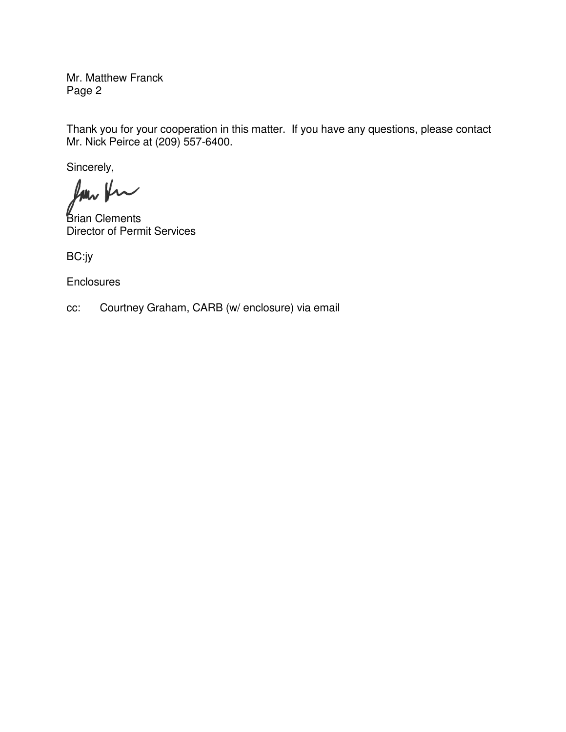Mr. Matthew Franck
Page 2

Thank you for your cooperation in this matter. If you have any questions, please contact Mr. Nick Peirce at (209) 557-6400.

Sincerely,

Brian Clements
Director of Permit Services

BC:jy

Enclosures

cc: Courtney Graham, CARB (w/ enclosure) via email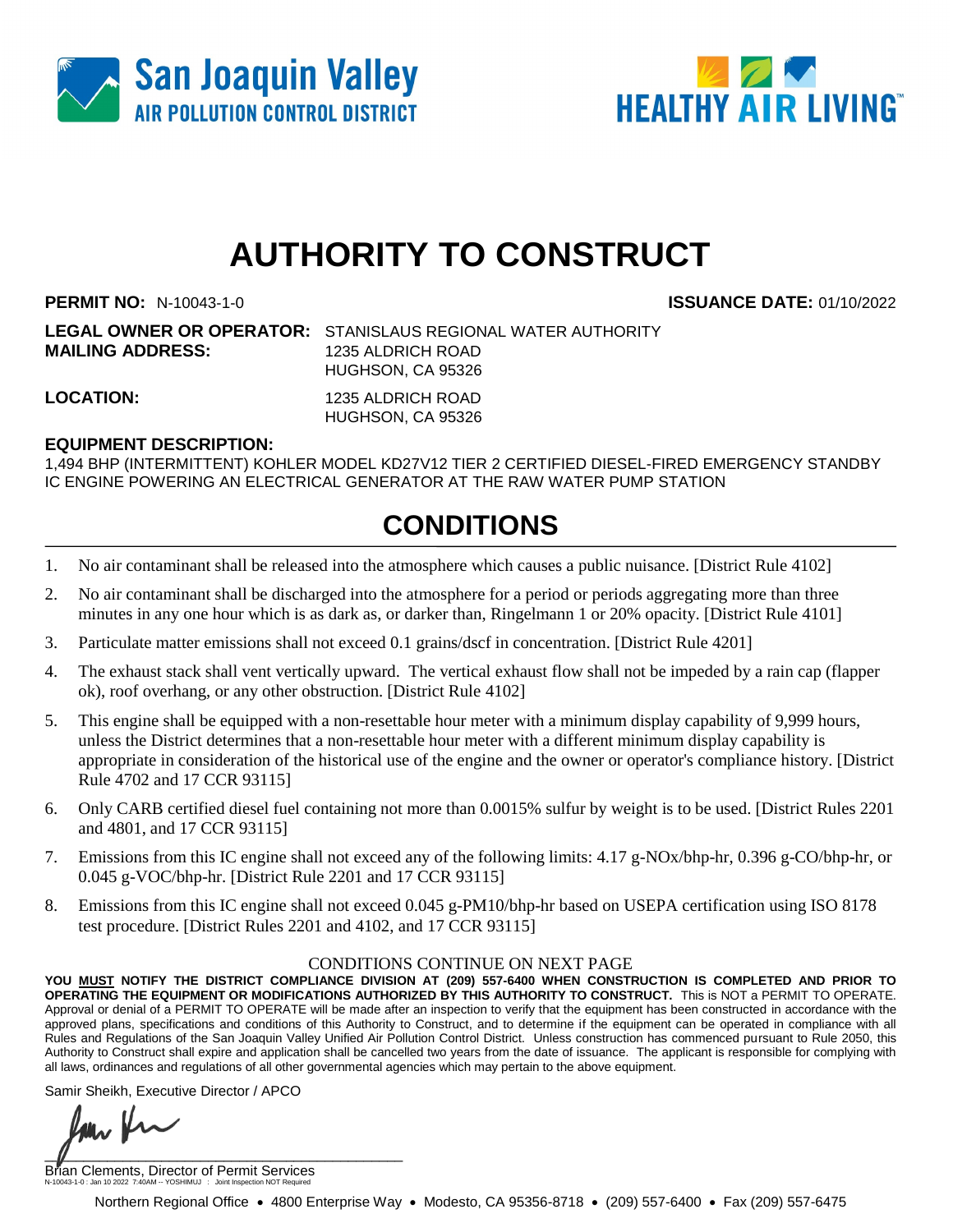# AUTHORITY TO CONSTRUCT

**PERMIT NO:** N-10043-1-0 **ISSUANCE DATE:** 01/10/2022

**LEGAL OWNER OR OPERATOR:** STANISLAUS REGIONAL WATER AUTHORITY
**MAILING ADDRESS:** 1235 ALDRICH ROAD
HUGHSON, CA 95326

**LOCATION:** 1235 ALDRICH ROAD
HUGHSON, CA 95326

**EQUIPMENT DESCRIPTION:**
1,494 BHP (INTERMITTENT) KOHLER MODEL KD27V12 TIER 2 CERTIFIED DIESEL-FIRED EMERGENCY STANDBY IC ENGINE POWERING AN ELECTRICAL GENERATOR AT THE RAW WATER PUMP STATION

## CONDITIONS

1. No air contaminant shall be released into the atmosphere which causes a public nuisance. [District Rule 4102]
2. No air contaminant shall be discharged into the atmosphere for a period or periods aggregating more than three minutes in any one hour which is as dark as, or darker than, Ringelmann 1 or 20% opacity. [District Rule 4101]
3. Particulate matter emissions shall not exceed 0.1 grains/dscf in concentration. [District Rule 4201]
4. The exhaust stack shall vent vertically upward. The vertical exhaust flow shall not be impeded by a rain cap (flapper ok), roof overhang, or any other obstruction. [District Rule 4102]
5. This engine shall be equipped with a non-resettable hour meter with a minimum display capability of 9,999 hours, unless the District determines that a non-resettable hour meter with a different minimum display capability is appropriate in consideration of the historical use of the engine and the owner or operator's compliance history. [District Rule 4702 and 17 CCR 93115]
6. Only CARB certified diesel fuel containing not more than 0.0015% sulfur by weight is to be used. [District Rules 2201 and 4801, and 17 CCR 93115]
7. Emissions from this IC engine shall not exceed any of the following limits: 4.17 g-NOx/bhp-hr, 0.396 g-CO/bhp-hr, or 0.045 g-VOC/bhp-hr. [District Rule 2201 and 17 CCR 93115]
8. Emissions from this IC engine shall not exceed 0.045 g-PM10/bhp-hr based on USEPA certification using ISO 8178 test procedure. [District Rules 2201 and 4102, and 17 CCR 93115]

CONDITIONS CONTINUE ON NEXT PAGE

**YOU MUST NOTIFY THE DISTRICT COMPLIANCE DIVISION AT (209) 557-6400 WHEN CONSTRUCTION IS COMPLETED AND PRIOR TO OPERATING THE EQUIPMENT OR MODIFICATIONS AUTHORIZED BY THIS AUTHORITY TO CONSTRUCT.** This is NOT a PERMIT TO OPERATE. Approval or denial of a PERMIT TO OPERATE will be made after an inspection to verify that the equipment has been constructed in accordance with the approved plans, specifications and conditions of this Authority to Construct, and to determine if the equipment can be operated in compliance with all Rules and Regulations of the San Joaquin Valley Unified Air Pollution Control District. Unless construction has commenced pursuant to Rule 2050, this Authority to Construct shall expire and application shall be cancelled two years from the date of issuance. The applicant is responsible for complying with all laws, ordinances and regulations of all other governmental agencies which may pertain to the above equipment.

Samir Sheikh, Executive Director / APCO

Brian Clements, Director of Permit Services

N-10043-1-0 : Jan 10 2022 7:40AM -- YOSHIMUJ : Joint Inspection NOT Required

Northern Regional Office • 4800 Enterprise Way • Modesto, CA 95356-8718 • (209) 557-6400 • Fax (209) 557-6475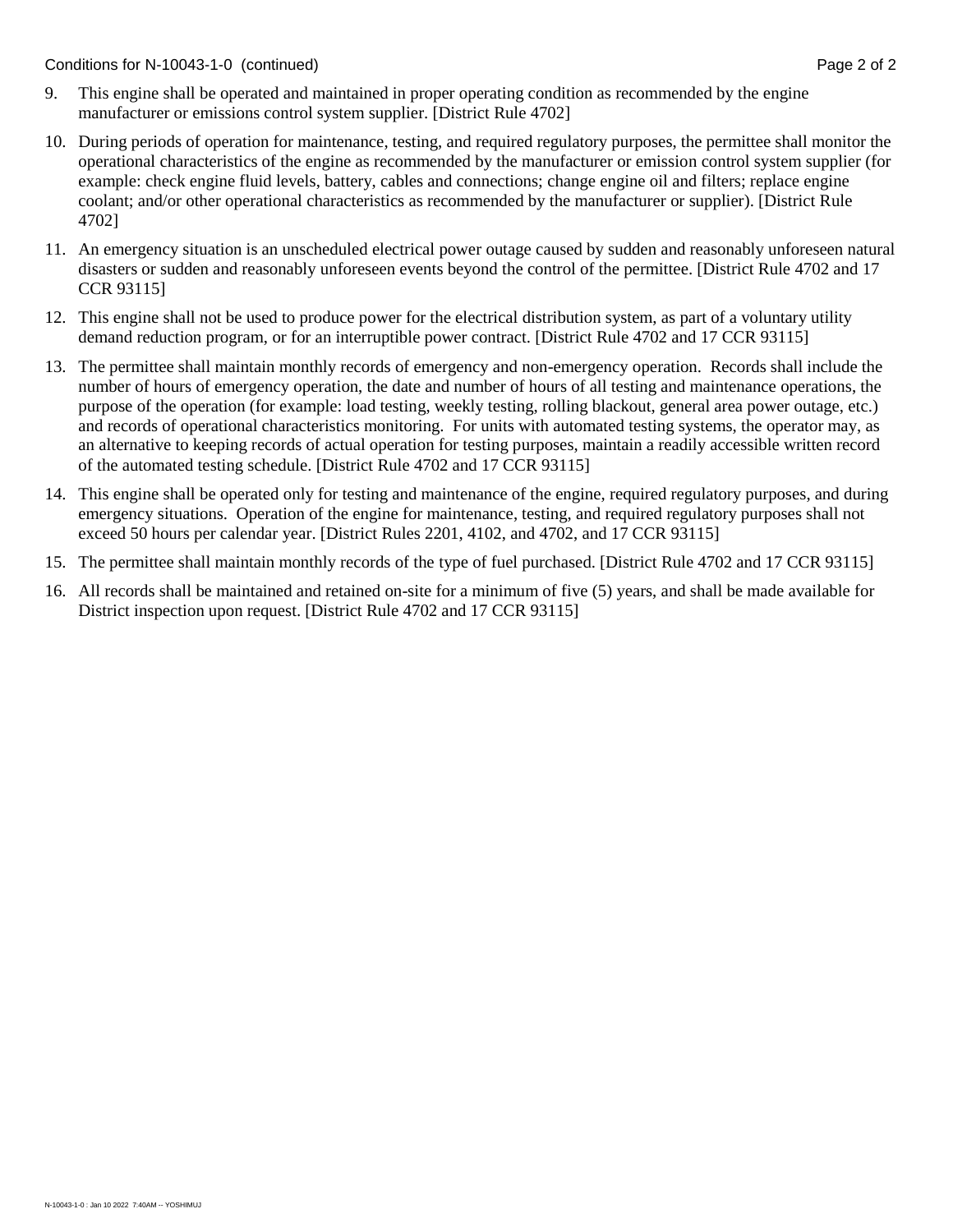9. This engine shall be operated and maintained in proper operating condition as recommended by the engine manufacturer or emissions control system supplier. [District Rule 4702]

10. During periods of operation for maintenance, testing, and required regulatory purposes, the permittee shall monitor the operational characteristics of the engine as recommended by the manufacturer or emission control system supplier (for example: check engine fluid levels, battery, cables and connections; change engine oil and filters; replace engine coolant; and/or other operational characteristics as recommended by the manufacturer or supplier). [District Rule 4702]

11. An emergency situation is an unscheduled electrical power outage caused by sudden and reasonably unforeseen natural disasters or sudden and reasonably unforeseen events beyond the control of the permittee. [District Rule 4702 and 17 CCR 93115]

12. This engine shall not be used to produce power for the electrical distribution system, as part of a voluntary utility demand reduction program, or for an interruptible power contract. [District Rule 4702 and 17 CCR 93115]

13. The permittee shall maintain monthly records of emergency and non-emergency operation. Records shall include the number of hours of emergency operation, the date and number of hours of all testing and maintenance operations, the purpose of the operation (for example: load testing, weekly testing, rolling blackout, general area power outage, etc.) and records of operational characteristics monitoring. For units with automated testing systems, the operator may, as an alternative to keeping records of actual operation for testing purposes, maintain a readily accessible written record of the automated testing schedule. [District Rule 4702 and 17 CCR 93115]

14. This engine shall be operated only for testing and maintenance of the engine, required regulatory purposes, and during emergency situations. Operation of the engine for maintenance, testing, and required regulatory purposes shall not exceed 50 hours per calendar year. [District Rules 2201, 4102, and 4702, and 17 CCR 93115]

15. The permittee shall maintain monthly records of the type of fuel purchased. [District Rule 4702 and 17 CCR 93115]

16. All records shall be maintained and retained on-site for a minimum of five (5) years, and shall be made available for District inspection upon request. [District Rule 4702 and 17 CCR 93115]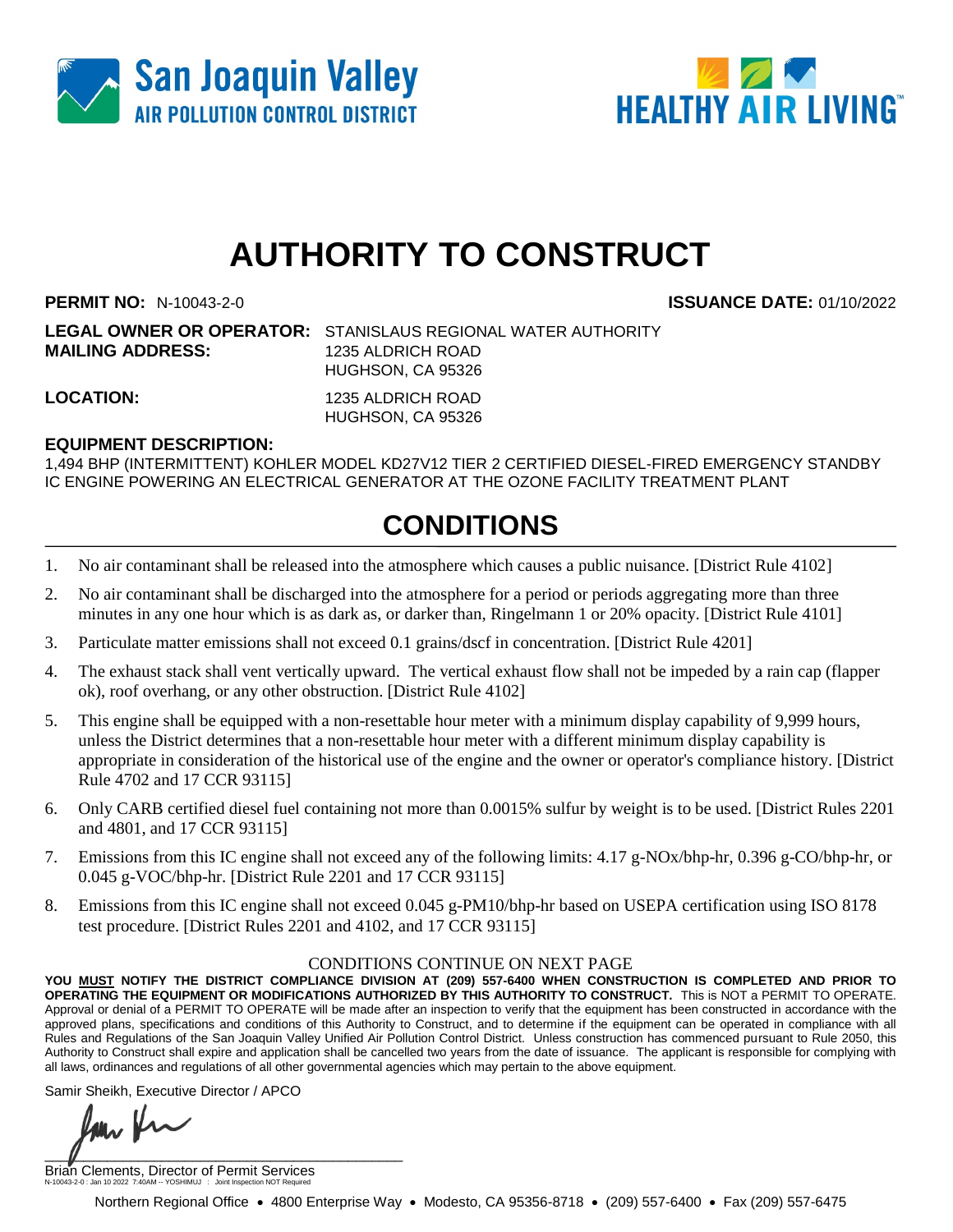San Joaquin Valley
AIR POLLUTION CONTROL DISTRICT

HEALTHY AIR LIVING™

# AUTHORITY TO CONSTRUCT

**PERMIT NO:** N-10043-2-0 **ISSUANCE DATE:** 01/10/2022

**LEGAL OWNER OR OPERATOR:** STANISLAUS REGIONAL WATER AUTHORITY
**MAILING ADDRESS:** 1235 ALDRICH ROAD
HUGHSON, CA 95326

**LOCATION:** 1235 ALDRICH ROAD
HUGHSON, CA 95326

**EQUIPMENT DESCRIPTION:**
1,494 BHP (INTERMITTENT) KOHLER MODEL KD27V12 TIER 2 CERTIFIED DIESEL-FIRED EMERGENCY STANDBY IC ENGINE POWERING AN ELECTRICAL GENERATOR AT THE OZONE FACILITY TREATMENT PLANT

## CONDITIONS

1. No air contaminant shall be released into the atmosphere which causes a public nuisance. [District Rule 4102]
2. No air contaminant shall be discharged into the atmosphere for a period or periods aggregating more than three minutes in any one hour which is as dark as, or darker than, Ringelmann 1 or 20% opacity. [District Rule 4101]
3. Particulate matter emissions shall not exceed 0.1 grains/dscf in concentration. [District Rule 4201]
4. The exhaust stack shall vent vertically upward. The vertical exhaust flow shall not be impeded by a rain cap (flapper ok), roof overhang, or any other obstruction. [District Rule 4102]
5. This engine shall be equipped with a non-resettable hour meter with a minimum display capability of 9,999 hours, unless the District determines that a non-resettable hour meter with a different minimum display capability is appropriate in consideration of the historical use of the engine and the owner or operator's compliance history. [District Rule 4702 and 17 CCR 93115]
6. Only CARB certified diesel fuel containing not more than 0.0015% sulfur by weight is to be used. [District Rules 2201 and 4801, and 17 CCR 93115]
7. Emissions from this IC engine shall not exceed any of the following limits: 4.17 g-NOx/bhp-hr, 0.396 g-CO/bhp-hr, or 0.045 g-VOC/bhp-hr. [District Rule 2201 and 17 CCR 93115]
8. Emissions from this IC engine shall not exceed 0.045 g-PM10/bhp-hr based on USEPA certification using ISO 8178 test procedure. [District Rules 2201 and 4102, and 17 CCR 93115]

CONDITIONS CONTINUE ON NEXT PAGE

**YOU MUST NOTIFY THE DISTRICT COMPLIANCE DIVISION AT (209) 557-6400 WHEN CONSTRUCTION IS COMPLETED AND PRIOR TO OPERATING THE EQUIPMENT OR MODIFICATIONS AUTHORIZED BY THIS AUTHORITY TO CONSTRUCT.** This is NOT a PERMIT TO OPERATE. Approval or denial of a PERMIT TO OPERATE will be made after an inspection to verify that the equipment has been constructed in accordance with the approved plans, specifications and conditions of this Authority to Construct, and to determine if the equipment can be operated in compliance with all Rules and Regulations of the San Joaquin Valley Unified Air Pollution Control District. Unless construction has commenced pursuant to Rule 2050, this Authority to Construct shall expire and application shall be cancelled two years from the date of issuance. The applicant is responsible for complying with all laws, ordinances and regulations of all other governmental agencies which may pertain to the above equipment.

Samir Sheikh, Executive Director / APCO

Brian Clements, Director of Permit Services

N-10043-2-0 : Jan 10 2022 7:40AM -- YOSHIMUJ : Joint Inspection NOT Required

Northern Regional Office • 4800 Enterprise Way • Modesto, CA 95356-8718 • (209) 557-6400 • Fax (209) 557-6475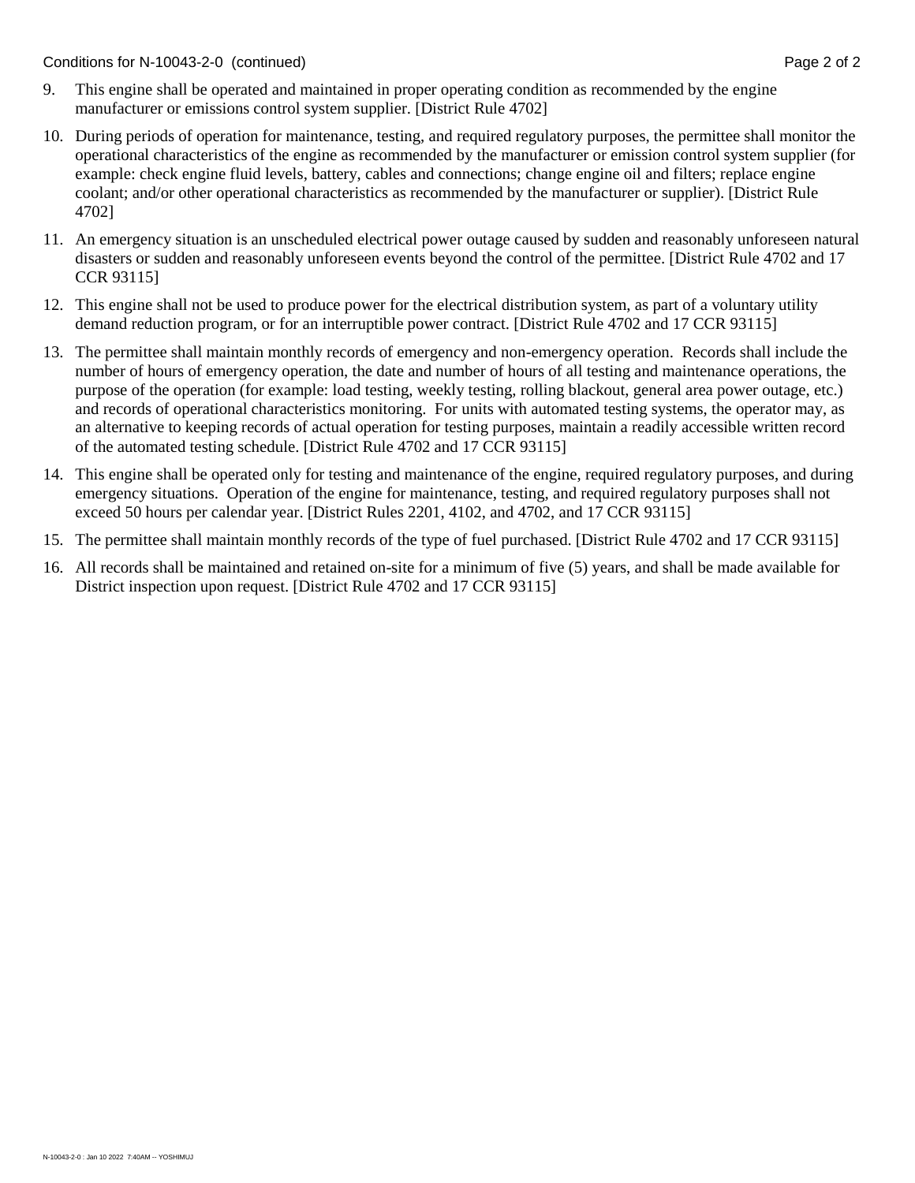9. This engine shall be operated and maintained in proper operating condition as recommended by the engine manufacturer or emissions control system supplier. [District Rule 4702]

10. During periods of operation for maintenance, testing, and required regulatory purposes, the permittee shall monitor the operational characteristics of the engine as recommended by the manufacturer or emission control system supplier (for example: check engine fluid levels, battery, cables and connections; change engine oil and filters; replace engine coolant; and/or other operational characteristics as recommended by the manufacturer or supplier). [District Rule 4702]

11. An emergency situation is an unscheduled electrical power outage caused by sudden and reasonably unforeseen natural disasters or sudden and reasonably unforeseen events beyond the control of the permittee. [District Rule 4702 and 17 CCR 93115]

12. This engine shall not be used to produce power for the electrical distribution system, as part of a voluntary utility demand reduction program, or for an interruptible power contract. [District Rule 4702 and 17 CCR 93115]

13. The permittee shall maintain monthly records of emergency and non-emergency operation. Records shall include the number of hours of emergency operation, the date and number of hours of all testing and maintenance operations, the purpose of the operation (for example: load testing, weekly testing, rolling blackout, general area power outage, etc.) and records of operational characteristics monitoring. For units with automated testing systems, the operator may, as an alternative to keeping records of actual operation for testing purposes, maintain a readily accessible written record of the automated testing schedule. [District Rule 4702 and 17 CCR 93115]

14. This engine shall be operated only for testing and maintenance of the engine, required regulatory purposes, and during emergency situations. Operation of the engine for maintenance, testing, and required regulatory purposes shall not exceed 50 hours per calendar year. [District Rules 2201, 4102, and 4702, and 17 CCR 93115]

15. The permittee shall maintain monthly records of the type of fuel purchased. [District Rule 4702 and 17 CCR 93115]

16. All records shall be maintained and retained on-site for a minimum of five (5) years, and shall be made available for District inspection upon request. [District Rule 4702 and 17 CCR 93115]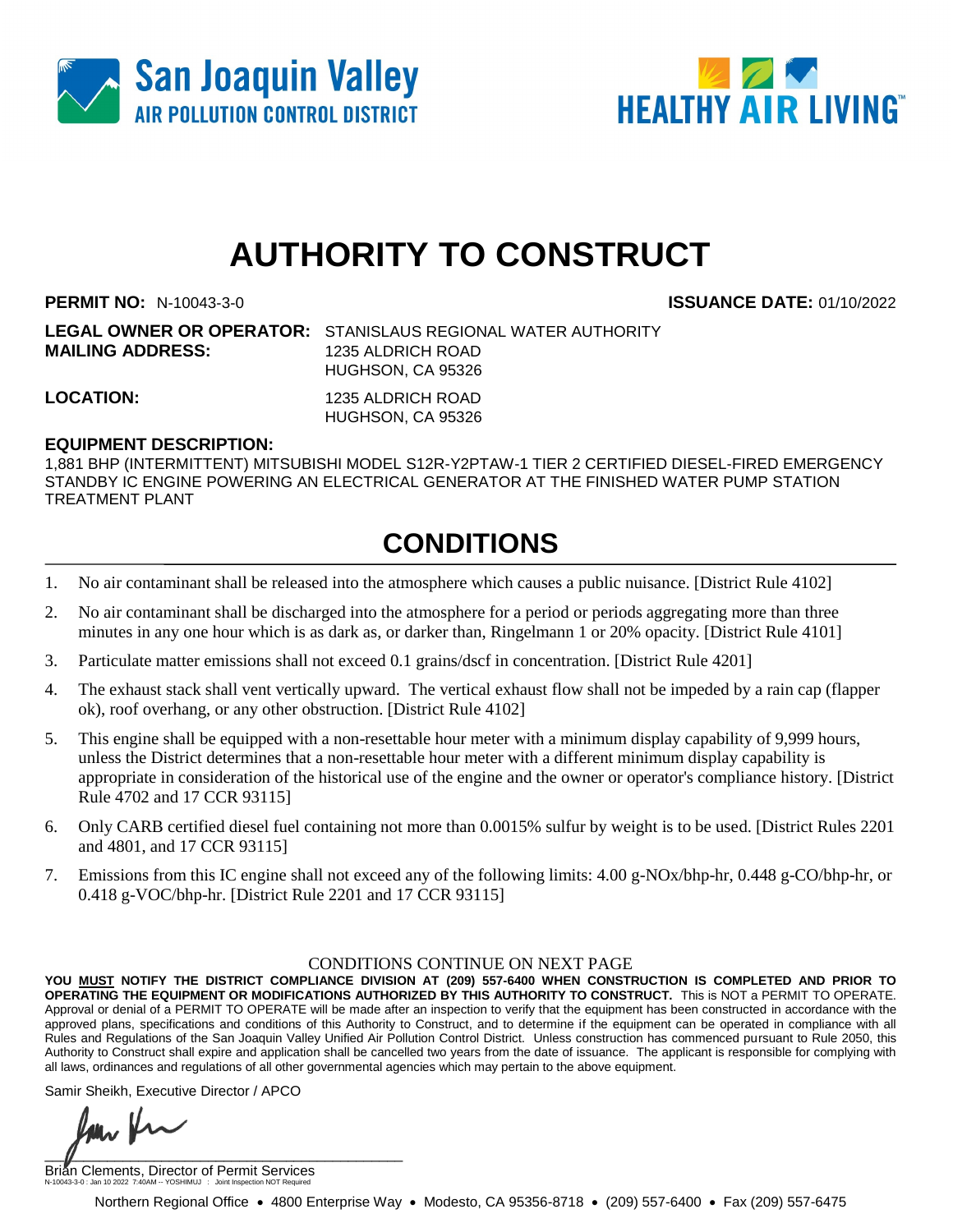San Joaquin Valley
AIR POLLUTION CONTROL DISTRICT

HEALTHY AIR LIVING™

# AUTHORITY TO CONSTRUCT

**PERMIT NO:** N-10043-3-0 **ISSUANCE DATE:** 01/10/2022

**LEGAL OWNER OR OPERATOR:** STANISLAUS REGIONAL WATER AUTHORITY
**MAILING ADDRESS:** 1235 ALDRICH ROAD
HUGHSON, CA 95326

**LOCATION:** 1235 ALDRICH ROAD
HUGHSON, CA 95326

**EQUIPMENT DESCRIPTION:**
1,881 BHP (INTERMITTENT) MITSUBISHI MODEL S12R-Y2PTAW-1 TIER 2 CERTIFIED DIESEL-FIRED EMERGENCY STANDBY IC ENGINE POWERING AN ELECTRICAL GENERATOR AT THE FINISHED WATER PUMP STATION TREATMENT PLANT

## CONDITIONS

1. No air contaminant shall be released into the atmosphere which causes a public nuisance. [District Rule 4102]
2. No air contaminant shall be discharged into the atmosphere for a period or periods aggregating more than three minutes in any one hour which is as dark as, or darker than, Ringelmann 1 or 20% opacity. [District Rule 4101]
3. Particulate matter emissions shall not exceed 0.1 grains/dscf in concentration. [District Rule 4201]
4. The exhaust stack shall vent vertically upward. The vertical exhaust flow shall not be impeded by a rain cap (flapper ok), roof overhang, or any other obstruction. [District Rule 4102]
5. This engine shall be equipped with a non-resettable hour meter with a minimum display capability of 9,999 hours, unless the District determines that a non-resettable hour meter with a different minimum display capability is appropriate in consideration of the historical use of the engine and the owner or operator's compliance history. [District Rule 4702 and 17 CCR 93115]
6. Only CARB certified diesel fuel containing not more than 0.0015% sulfur by weight is to be used. [District Rules 2201 and 4801, and 17 CCR 93115]
7. Emissions from this IC engine shall not exceed any of the following limits: 4.00 g-NOx/bhp-hr, 0.448 g-CO/bhp-hr, or 0.418 g-VOC/bhp-hr. [District Rule 2201 and 17 CCR 93115]

CONDITIONS CONTINUE ON NEXT PAGE

**YOU MUST NOTIFY THE DISTRICT COMPLIANCE DIVISION AT (209) 557-6400 WHEN CONSTRUCTION IS COMPLETED AND PRIOR TO OPERATING THE EQUIPMENT OR MODIFICATIONS AUTHORIZED BY THIS AUTHORITY TO CONSTRUCT.** This is NOT a PERMIT TO OPERATE. Approval or denial of a PERMIT TO OPERATE will be made after an inspection to verify that the equipment has been constructed in accordance with the approved plans, specifications and conditions of this Authority to Construct, and to determine if the equipment can be operated in compliance with all Rules and Regulations of the San Joaquin Valley Unified Air Pollution Control District. Unless construction has commenced pursuant to Rule 2050, this Authority to Construct shall expire and application shall be cancelled two years from the date of issuance. The applicant is responsible for complying with all laws, ordinances and regulations of all other governmental agencies which may pertain to the above equipment.

Samir Sheikh, Executive Director / APCO

Brian Clements, Director of Permit Services

N-10043-3-0 : Jan 10 2022 7:40AM -- YOSHIMUJ : Joint Inspection NOT Required

Northern Regional Office • 4800 Enterprise Way • Modesto, CA 95356-8718 • (209) 557-6400 • Fax (209) 557-6475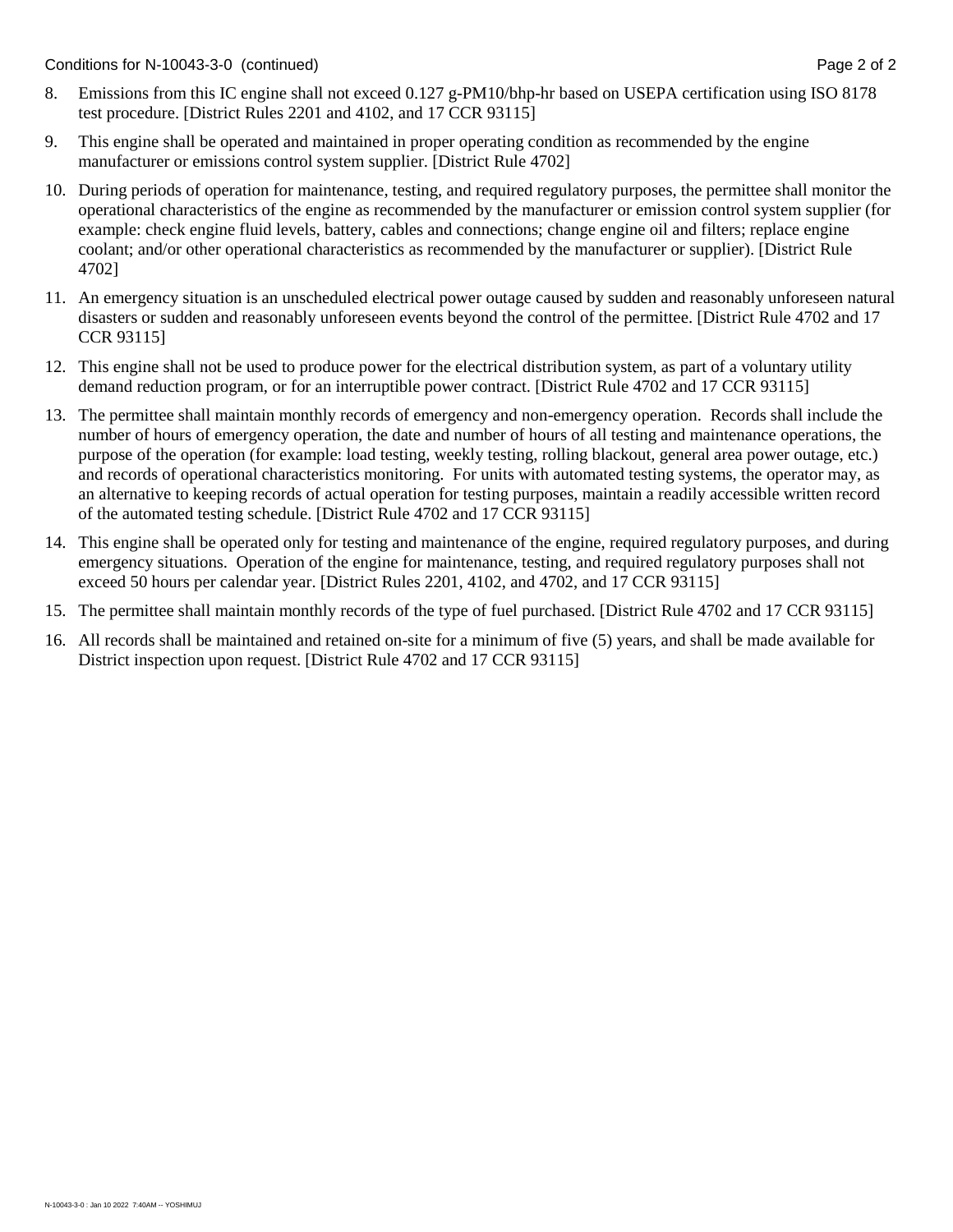8. Emissions from this IC engine shall not exceed 0.127 g-PM10/bhp-hr based on USEPA certification using ISO 8178 test procedure. [District Rules 2201 and 4102, and 17 CCR 93115]

9. This engine shall be operated and maintained in proper operating condition as recommended by the engine manufacturer or emissions control system supplier. [District Rule 4702]

10. During periods of operation for maintenance, testing, and required regulatory purposes, the permittee shall monitor the operational characteristics of the engine as recommended by the manufacturer or emission control system supplier (for example: check engine fluid levels, battery, cables and connections; change engine oil and filters; replace engine coolant; and/or other operational characteristics as recommended by the manufacturer or supplier). [District Rule 4702]

11. An emergency situation is an unscheduled electrical power outage caused by sudden and reasonably unforeseen natural disasters or sudden and reasonably unforeseen events beyond the control of the permittee. [District Rule 4702 and 17 CCR 93115]

12. This engine shall not be used to produce power for the electrical distribution system, as part of a voluntary utility demand reduction program, or for an interruptible power contract. [District Rule 4702 and 17 CCR 93115]

13. The permittee shall maintain monthly records of emergency and non-emergency operation. Records shall include the number of hours of emergency operation, the date and number of hours of all testing and maintenance operations, the purpose of the operation (for example: load testing, weekly testing, rolling blackout, general area power outage, etc.) and records of operational characteristics monitoring. For units with automated testing systems, the operator may, as an alternative to keeping records of actual operation for testing purposes, maintain a readily accessible written record of the automated testing schedule. [District Rule 4702 and 17 CCR 93115]

14. This engine shall be operated only for testing and maintenance of the engine, required regulatory purposes, and during emergency situations. Operation of the engine for maintenance, testing, and required regulatory purposes shall not exceed 50 hours per calendar year. [District Rules 2201, 4102, and 4702, and 17 CCR 93115]

15. The permittee shall maintain monthly records of the type of fuel purchased. [District Rule 4702 and 17 CCR 93115]

16. All records shall be maintained and retained on-site for a minimum of five (5) years, and shall be made available for District inspection upon request. [District Rule 4702 and 17 CCR 93115]